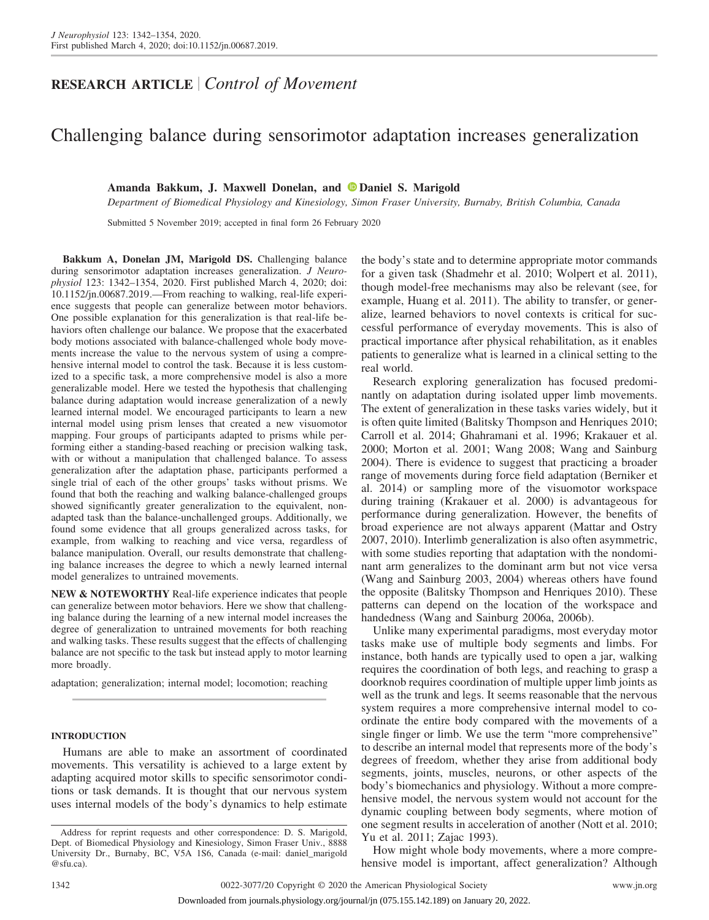## RESEARCH ARTICLE | *Control of Movement*

# Challenging balance during sensorimotor adaptation increases generalization

**Amanda Bakkum, J. Maxwell Donelan, and Daniel S. Marigold**

*Department of Biomedical Physiology and Kinesiology, Simon Fraser University, Burnaby, British Columbia, Canada*

Submitted 5 November 2019; accepted in final form 26 February 2020

**Bakkum A, Donelan JM, Marigold DS.** Challenging balance during sensorimotor adaptation increases generalization. *J Neurophysiol* 123: 1342–1354, 2020. First published March 4, 2020; doi: 10.1152/jn.00687.2019.—From reaching to walking, real-life experience suggests that people can generalize between motor behaviors. One possible explanation for this generalization is that real-life behaviors often challenge our balance. We propose that the exacerbated body motions associated with balance-challenged whole body movements increase the value to the nervous system of using a comprehensive internal model to control the task. Because it is less customized to a specific task, a more comprehensive model is also a more generalizable model. Here we tested the hypothesis that challenging balance during adaptation would increase generalization of a newly learned internal model. We encouraged participants to learn a new internal model using prism lenses that created a new visuomotor mapping. Four groups of participants adapted to prisms while performing either a standing-based reaching or precision walking task, with or without a manipulation that challenged balance. To assess generalization after the adaptation phase, participants performed a single trial of each of the other groups' tasks without prisms. We found that both the reaching and walking balance-challenged groups showed significantly greater generalization to the equivalent, non-adapted task than the balance-unchallenged groups. Additionally, we found some evidence that all groups generalized across tasks, for example, from walking to reaching and vice versa, regardless of balance manipulation. Overall, our results demonstrate that challenging balance increases the degree to which a newly learned internal model generalizes to untrained movements.

**NEW & NOTEWORTHY** Real-life experience indicates that people can generalize between motor behaviors. Here we show that challenging balance during the learning of a new internal model increases the degree of generalization to untrained movements for both reaching and walking tasks. These results suggest that the effects of challenging balance are not specific to the task but instead apply to motor learning more broadly.

adaptation; generalization; internal model; locomotion; reaching

## INTRODUCTION

Humans are able to make an assortment of coordinated movements. This versatility is achieved to a large extent by adapting acquired motor skills to specific sensorimotor conditions or task demands. It is thought that our nervous system uses internal models of the body's dynamics to help estimate the body's state and to determine appropriate motor commands for a given task (Shadmehr et al. 2010; Wolpert et al. 2011), though model-free mechanisms may also be relevant (see, for example, Huang et al. 2011). The ability to transfer, or generalize, learned behaviors to novel contexts is critical for successful performance of everyday movements. This is also of practical importance after physical rehabilitation, as it enables patients to generalize what is learned in a clinical setting to the real world.

Research exploring generalization has focused predominantly on adaptation during isolated upper limb movements. The extent of generalization in these tasks varies widely, but it is often quite limited (Balitsky Thompson and Henriques 2010; Carroll et al. 2014; Ghahramani et al. 1996; Krakauer et al. 2000; Morton et al. 2001; Wang 2008; Wang and Sainburg 2004). There is evidence to suggest that practicing a broader range of movements during force field adaptation (Berniker et al. 2014) or sampling more of the visuomotor workspace during training (Krakauer et al. 2000) is advantageous for performance during generalization. However, the benefits of broad experience are not always apparent (Mattar and Ostry 2007, 2010). Interlimb generalization is also often asymmetric, with some studies reporting that adaptation with the nondominant arm generalizes to the dominant arm but not vice versa (Wang and Sainburg 2003, 2004) whereas others have found the opposite (Balitsky Thompson and Henriques 2010). These patterns can depend on the location of the workspace and handedness (Wang and Sainburg 2006a, 2006b).

Unlike many experimental paradigms, most everyday motor tasks make use of multiple body segments and limbs. For instance, both hands are typically used to open a jar, walking requires the coordination of both legs, and reaching to grasp a doorknob requires coordination of multiple upper limb joints as well as the trunk and legs. It seems reasonable that the nervous system requires a more comprehensive internal model to coordinate the entire body compared with the movements of a single finger or limb. We use the term "more comprehensive" to describe an internal model that represents more of the body's degrees of freedom, whether they arise from additional body segments, joints, muscles, neurons, or other aspects of the body's biomechanics and physiology. Without a more comprehensive model, the nervous system would not account for the dynamic coupling between body segments, where motion of one segment results in acceleration of another (Nott et al. 2010; Yu et al. 2011; Zajac 1993).

How might whole body movements, where a more comprehensive model is important, affect generalization? Although

Address for reprint requests and other correspondence: D. S. Marigold, Dept. of Biomedical Physiology and Kinesiology, Simon Fraser Univ., 8888 University Dr., Burnaby, BC, V5A 1S6, Canada (e-mail: daniel_marigold@sfu.ca).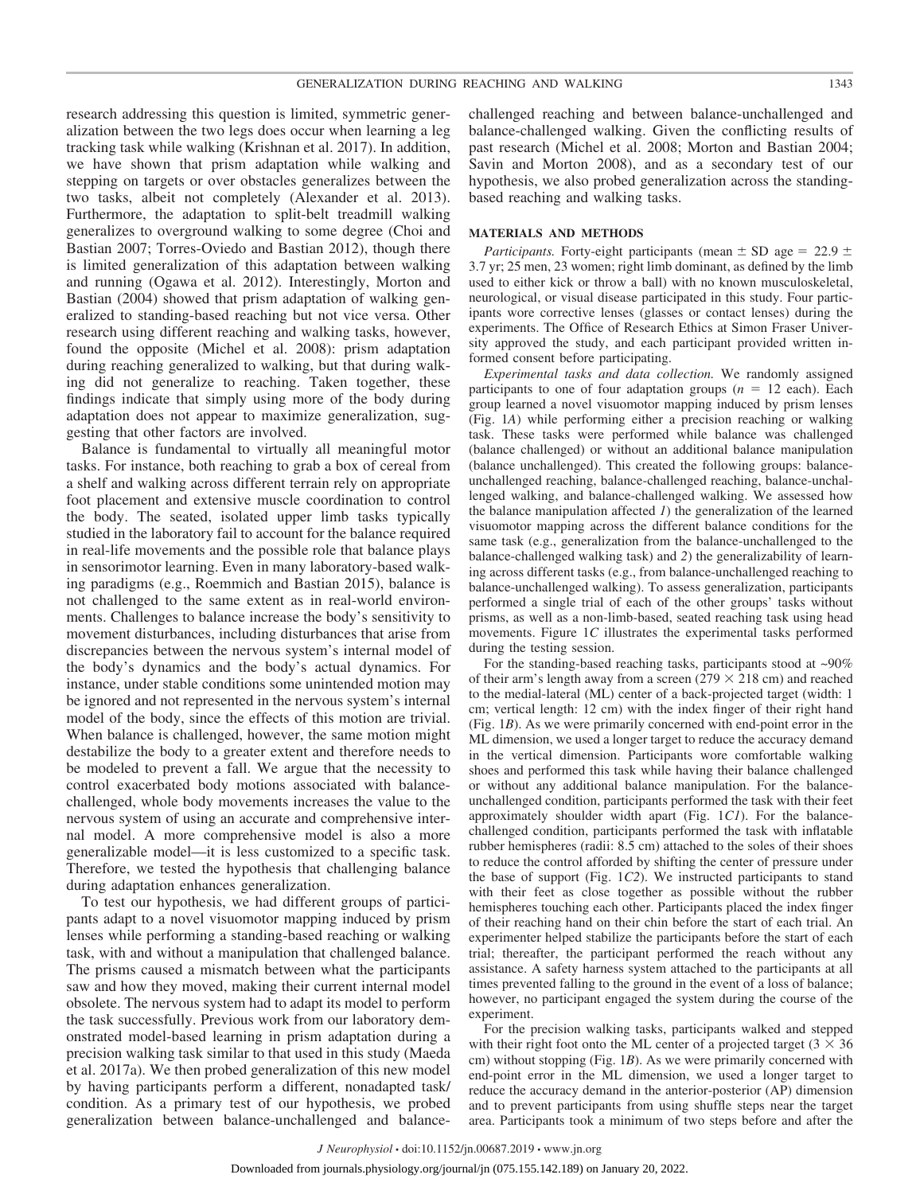research addressing this question is limited, symmetric generalization between the two legs does occur when learning a leg tracking task while walking (Krishnan et al. 2017). In addition, we have shown that prism adaptation while walking and stepping on targets or over obstacles generalizes between the two tasks, albeit not completely (Alexander et al. 2013). Furthermore, the adaptation to split-belt treadmill walking generalizes to overground walking to some degree (Choi and Bastian 2007; Torres-Oviedo and Bastian 2012), though there is limited generalization of this adaptation between walking and running (Ogawa et al. 2012). Interestingly, Morton and Bastian (2004) showed that prism adaptation of walking generalized to standing-based reaching but not vice versa. Other research using different reaching and walking tasks, however, found the opposite (Michel et al. 2008): prism adaptation during reaching generalized to walking, but that during walking did not generalize to reaching. Taken together, these findings indicate that simply using more of the body during adaptation does not appear to maximize generalization, suggesting that other factors are involved.

Balance is fundamental to virtually all meaningful motor tasks. For instance, both reaching to grab a box of cereal from a shelf and walking across different terrain rely on appropriate foot placement and extensive muscle coordination to control the body. The seated, isolated upper limb tasks typically studied in the laboratory fail to account for the balance required in real-life movements and the possible role that balance plays in sensorimotor learning. Even in many laboratory-based walking paradigms (e.g., Roemmich and Bastian 2015), balance is not challenged to the same extent as in real-world environments. Challenges to balance increase the body's sensitivity to movement disturbances, including disturbances that arise from discrepancies between the nervous system's internal model of the body's dynamics and the body's actual dynamics. For instance, under stable conditions some unintended motion may be ignored and not represented in the nervous system's internal model of the body, since the effects of this motion are trivial. When balance is challenged, however, the same motion might destabilize the body to a greater extent and therefore needs to be modeled to prevent a fall. We argue that the necessity to control exacerbated body motions associated with balance-challenged, whole body movements increases the value to the nervous system of using an accurate and comprehensive internal model. A more comprehensive model is also a more generalizable model—it is less customized to a specific task. Therefore, we tested the hypothesis that challenging balance during adaptation enhances generalization.

To test our hypothesis, we had different groups of participants adapt to a novel visuomotor mapping induced by prism lenses while performing a standing-based reaching or walking task, with and without a manipulation that challenged balance. The prisms caused a mismatch between what the participants saw and how they moved, making their current internal model obsolete. The nervous system had to adapt its model to perform the task successfully. Previous work from our laboratory demonstrated model-based learning in prism adaptation during a precision walking task similar to that used in this study (Maeda et al. 2017a). We then probed generalization of this new model by having participants perform a different, nonadapted task/condition. As a primary test of our hypothesis, we probed generalization between balance-unchallenged and balance-challenged reaching and between balance-unchallenged and balance-challenged walking. Given the conflicting results of past research (Michel et al. 2008; Morton and Bastian 2004; Savin and Morton 2008), and as a secondary test of our hypothesis, we also probed generalization across the standing-based reaching and walking tasks.

## MATERIALS AND METHODS

*Participants.* Forty-eight participants (mean $\pm$ SD age = 22.9 $\pm$ 3.7 yr; 25 men, 23 women; right limb dominant, as defined by the limb used to either kick or throw a ball) with no known musculoskeletal, neurological, or visual disease participated in this study. Four participants wore corrective lenses (glasses or contact lenses) during the experiments. The Office of Research Ethics at Simon Fraser University approved the study, and each participant provided written informed consent before participating.

*Experimental tasks and data collection.* We randomly assigned participants to one of four adaptation groups ($n$ = 12 each). Each group learned a novel visuomotor mapping induced by prism lenses (Fig. 1*A*) while performing either a precision reaching or walking task. These tasks were performed while balance was challenged (balance challenged) or without an additional balance manipulation (balance unchallenged). This created the following groups: balance-unchallenged reaching, balance-challenged reaching, balance-unchallenged walking, and balance-challenged walking. We assessed how the balance manipulation affected *1*) the generalization of the learned visuomotor mapping across the different balance conditions for the same task (e.g., generalization from the balance-unchallenged to the balance-challenged walking task) and *2*) the generalizability of learning across different tasks (e.g., from balance-unchallenged reaching to balance-unchallenged walking). To assess generalization, participants performed a single trial of each of the other groups' tasks without prisms, as well as a non-limb-based, seated reaching task using head movements. Figure 1*C* illustrates the experimental tasks performed during the testing session.

For the standing-based reaching tasks, participants stood at ~90% of their arm's length away from a screen (279 $\times$ 218 cm) and reached to the medial-lateral (ML) center of a back-projected target (width: 1 cm; vertical length: 12 cm) with the index finger of their right hand (Fig. 1*B*). As we were primarily concerned with end-point error in the ML dimension, we used a longer target to reduce the accuracy demand in the vertical dimension. Participants wore comfortable walking shoes and performed this task while having their balance challenged or without any additional balance manipulation. For the balance-unchallenged condition, participants performed the task with their feet approximately shoulder width apart (Fig. 1*C1*). For the balance-challenged condition, participants performed the task with inflatable rubber hemispheres (radii: 8.5 cm) attached to the soles of their shoes to reduce the control afforded by shifting the center of pressure under the base of support (Fig. 1*C2*). We instructed participants to stand with their feet as close together as possible without the rubber hemispheres touching each other. Participants placed the index finger of their reaching hand on their chin before the start of each trial. An experimenter helped stabilize the participants before the start of each trial; thereafter, the participant performed the reach without any assistance. A safety harness system attached to the participants at all times prevented falling to the ground in the event of a loss of balance; however, no participant engaged the system during the course of the experiment.

For the precision walking tasks, participants walked and stepped with their right foot onto the ML center of a projected target (3 $\times$ 36 cm) without stopping (Fig. 1*B*). As we were primarily concerned with end-point error in the ML dimension, we used a longer target to reduce the accuracy demand in the anterior-posterior (AP) dimension and to prevent participants from using shuffle steps near the target area. Participants took a minimum of two steps before and after the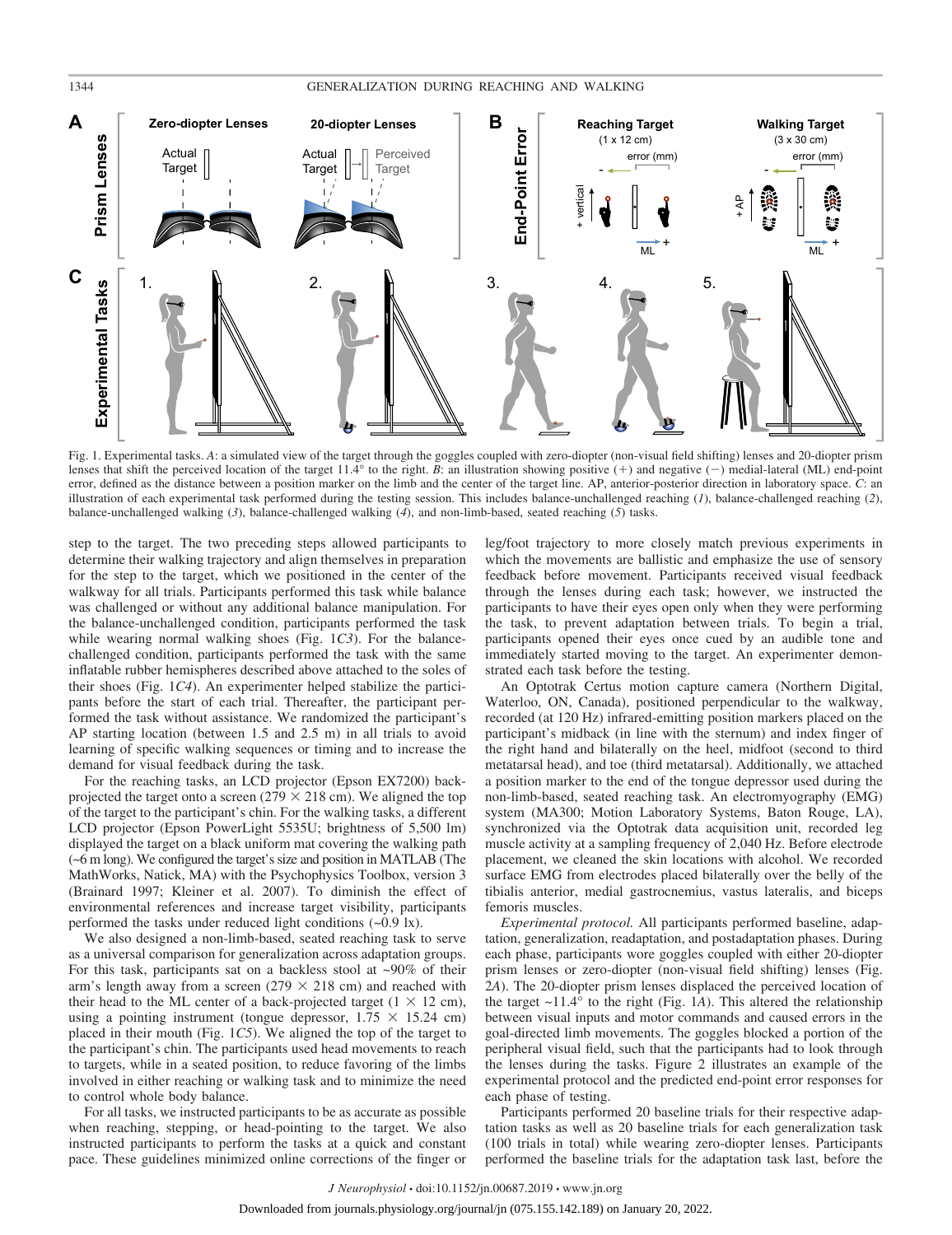Fig. 1. Experimental tasks. *A*: a simulated view of the target through the goggles coupled with zero-diopter (non-visual field shifting) lenses and 20-diopter prism lenses that shift the perceived location of the target 11.4° to the right. *B*: an illustration showing positive (+) and negative (−) medial-lateral (ML) end-point error, defined as the distance between a position marker on the limb and the center of the target line. AP, anterior-posterior direction in laboratory space. *C*: an illustration of each experimental task performed during the testing session. This includes balance-unchallenged reaching (*1*), balance-challenged reaching (*2*), balance-unchallenged walking (*3*), balance-challenged walking (*4*), and non-limb-based, seated reaching (*5*) tasks.

step to the target. The two preceding steps allowed participants to determine their walking trajectory and align themselves in preparation for the step to the target, which we positioned in the center of the walkway for all trials. Participants performed this task while balance was challenged or without any additional balance manipulation. For the balance-unchallenged condition, participants performed the task while wearing normal walking shoes (Fig. 1*C3*). For the balance-challenged condition, participants performed the task with the same inflatable rubber hemispheres described above attached to the soles of their shoes (Fig. 1*C4*). An experimenter helped stabilize the participants before the start of each trial. Thereafter, the participant performed the task without assistance. We randomized the participant's AP starting location (between 1.5 and 2.5 m) in all trials to avoid learning of specific walking sequences or timing and to increase the demand for visual feedback during the task.

For the reaching tasks, an LCD projector (Epson EX7200) back-projected the target onto a screen (279 × 218 cm). We aligned the top of the target to the participant's chin. For the walking tasks, a different LCD projector (Epson PowerLight 5535U; brightness of 5,500 lm) displayed the target on a black uniform mat covering the walking path (~6 m long). We configured the target's size and position in MATLAB (The MathWorks, Natick, MA) with the Psychophysics Toolbox, version 3 (Brainard 1997; Kleiner et al. 2007). To diminish the effect of environmental references and increase target visibility, participants performed the tasks under reduced light conditions (~0.9 lx).

We also designed a non-limb-based, seated reaching task to serve as a universal comparison for generalization across adaptation groups. For this task, participants sat on a backless stool at ~90% of their arm's length away from a screen (279 × 218 cm) and reached with their head to the ML center of a back-projected target (1 × 12 cm), using a pointing instrument (tongue depressor, 1.75 × 15.24 cm) placed in their mouth (Fig. 1*C5*). We aligned the top of the target to the participant's chin. The participants used head movements to reach to targets, while in a seated position, to reduce favoring of the limbs involved in either reaching or walking task and to minimize the need to control whole body balance.

For all tasks, we instructed participants to be as accurate as possible when reaching, stepping, or head-pointing to the target. We also instructed participants to perform the tasks at a quick and constant pace. These guidelines minimized online corrections of the finger or leg/foot trajectory to more closely match previous experiments in which the movements are ballistic and emphasize the use of sensory feedback before movement. Participants received visual feedback through the lenses during each task; however, we instructed the participants to have their eyes open only when they were performing the task, to prevent adaptation between trials. To begin a trial, participants opened their eyes once cued by an audible tone and immediately started moving to the target. An experimenter demonstrated each task before the testing.

An Optotrak Certus motion capture camera (Northern Digital, Waterloo, ON, Canada), positioned perpendicular to the walkway, recorded (at 120 Hz) infrared-emitting position markers placed on the participant's midback (in line with the sternum) and index finger of the right hand and bilaterally on the heel, midfoot (second to third metatarsal head), and toe (third metatarsal). Additionally, we attached a position marker to the end of the tongue depressor used during the non-limb-based, seated reaching task. An electromyography (EMG) system (MA300; Motion Laboratory Systems, Baton Rouge, LA), synchronized via the Optotrak data acquisition unit, recorded leg muscle activity at a sampling frequency of 2,040 Hz. Before electrode placement, we cleaned the skin locations with alcohol. We recorded surface EMG from electrodes placed bilaterally over the belly of the tibialis anterior, medial gastrocnemius, vastus lateralis, and biceps femoris muscles.

*Experimental protocol.* All participants performed baseline, adaptation, generalization, readaptation, and postadaptation phases. During each phase, participants wore goggles coupled with either 20-diopter prism lenses or zero-diopter (non-visual field shifting) lenses (Fig. 2*A*). The 20-diopter prism lenses displaced the perceived location of the target ~11.4° to the right (Fig. 1*A*). This altered the relationship between visual inputs and motor commands and caused errors in the goal-directed limb movements. The goggles blocked a portion of the peripheral visual field, such that the participants had to look through the lenses during the tasks. Figure 2 illustrates an example of the experimental protocol and the predicted end-point error responses for each phase of testing.

Participants performed 20 baseline trials for their respective adaptation tasks as well as 20 baseline trials for each generalization task (100 trials in total) while wearing zero-diopter lenses. Participants performed the baseline trials for the adaptation task last, before the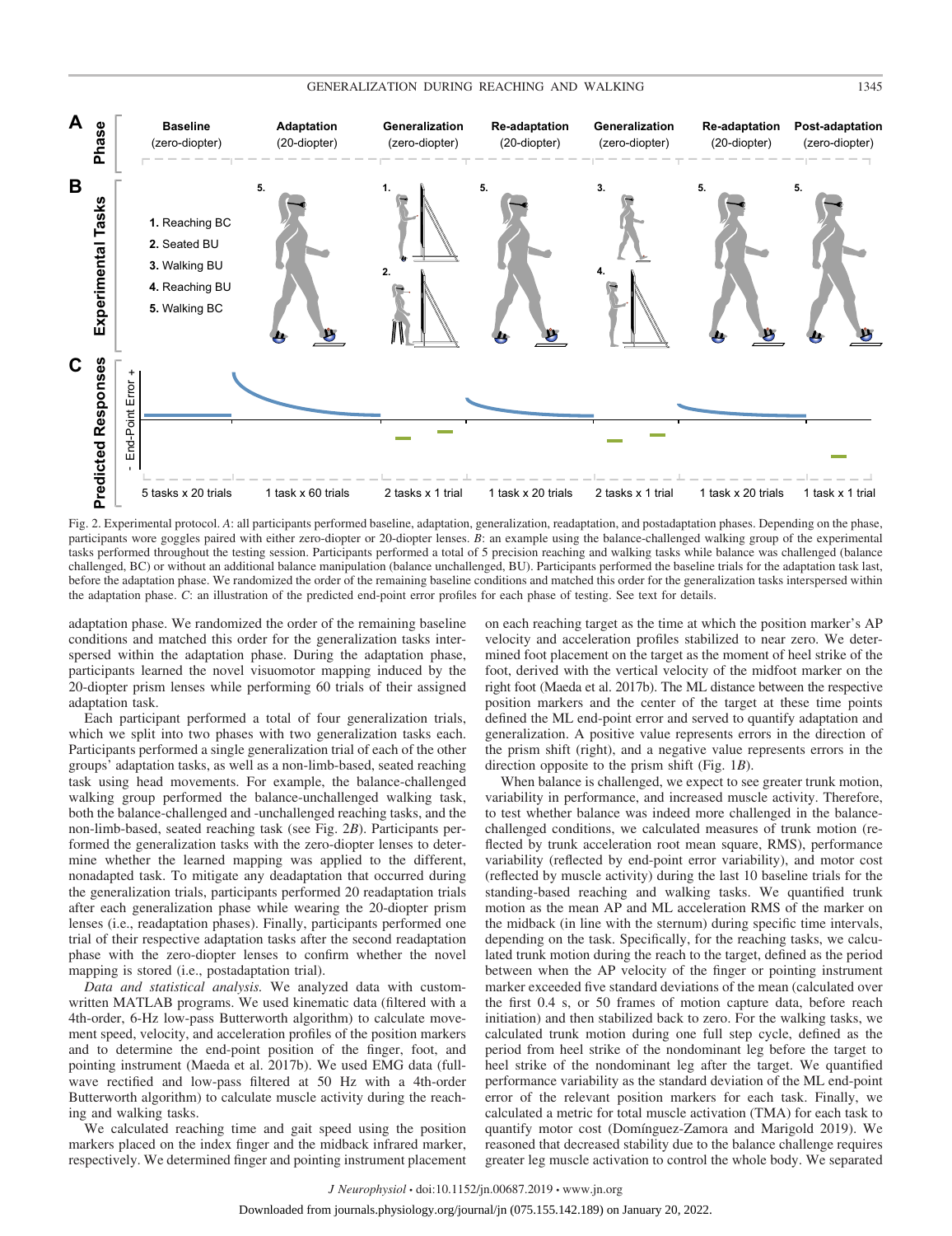Fig. 2. Experimental protocol. *A*: all participants performed baseline, adaptation, generalization, readaptation, and postadaptation phases. Depending on the phase, participants wore goggles paired with either zero-diopter or 20-diopter lenses. *B*: an example using the balance-challenged walking group of the experimental tasks performed throughout the testing session. Participants performed a total of 5 precision reaching and walking tasks while balance was challenged (balance challenged, BC) or without an additional balance manipulation (balance unchallenged, BU). Participants performed the baseline trials for the adaptation task last, before the adaptation phase. We randomized the order of the remaining baseline conditions and matched this order for the generalization tasks interspersed within the adaptation phase. *C*: an illustration of the predicted end-point error profiles for each phase of testing. See text for details.

adaptation phase. We randomized the order of the remaining baseline conditions and matched this order for the generalization tasks interspersed within the adaptation phase. During the adaptation phase, participants learned the novel visuomotor mapping induced by the 20-diopter prism lenses while performing 60 trials of their assigned adaptation task.

Each participant performed a total of four generalization trials, which we split into two phases with two generalization tasks each. Participants performed a single generalization trial of each of the other groups' adaptation tasks, as well as a non-limb-based, seated reaching task using head movements. For example, the balance-challenged walking group performed the balance-unchallenged walking task, both the balance-challenged and -unchallenged reaching tasks, and the non-limb-based, seated reaching task (see Fig. 2*B*). Participants performed the generalization tasks with the zero-diopter lenses to determine whether the learned mapping was applied to the different, nonadapted task. To mitigate any deadaptation that occurred during the generalization trials, participants performed 20 readaptation trials after each generalization phase while wearing the 20-diopter prism lenses (i.e., readaptation phases). Finally, participants performed one trial of their respective adaptation tasks after the second readaptation phase with the zero-diopter lenses to confirm whether the novel mapping is stored (i.e., postadaptation trial).

*Data and statistical analysis.* We analyzed data with custom-written MATLAB programs. We used kinematic data (filtered with a 4th-order, 6-Hz low-pass Butterworth algorithm) to calculate movement speed, velocity, and acceleration profiles of the position markers and to determine the end-point position of the finger, foot, and pointing instrument (Maeda et al. 2017b). We used EMG data (full-wave rectified and low-pass filtered at 50 Hz with a 4th-order Butterworth algorithm) to calculate muscle activity during the reaching and walking tasks.

We calculated reaching time and gait speed using the position markers placed on the index finger and the midback infrared marker, respectively. We determined finger and pointing instrument placement on each reaching target as the time at which the position marker's AP velocity and acceleration profiles stabilized to near zero. We determined foot placement on the target as the moment of heel strike of the foot, derived with the vertical velocity of the midfoot marker on the right foot (Maeda et al. 2017b). The ML distance between the respective position markers and the center of the target at these time points defined the ML end-point error and served to quantify adaptation and generalization. A positive value represents errors in the direction of the prism shift (right), and a negative value represents errors in the direction opposite to the prism shift (Fig. 1*B*).

When balance is challenged, we expect to see greater trunk motion, variability in performance, and increased muscle activity. Therefore, to test whether balance was indeed more challenged in the balance-challenged conditions, we calculated measures of trunk motion (reflected by trunk acceleration root mean square, RMS), performance variability (reflected by end-point error variability), and motor cost (reflected by muscle activity) during the last 10 baseline trials for the standing-based reaching and walking tasks. We quantified trunk motion as the mean AP and ML acceleration RMS of the marker on the midback (in line with the sternum) during specific time intervals, depending on the task. Specifically, for the reaching tasks, we calculated trunk motion during the reach to the target, defined as the period between when the AP velocity of the finger or pointing instrument marker exceeded five standard deviations of the mean (calculated over the first 0.4 s, or 50 frames of motion capture data, before reach initiation) and then stabilized back to zero. For the walking tasks, we calculated trunk motion during one full step cycle, defined as the period from heel strike of the nondominant leg before the target to heel strike of the nondominant leg after the target. We quantified performance variability as the standard deviation of the ML end-point error of the relevant position markers for each task. Finally, we calculated a metric for total muscle activation (TMA) for each task to quantify motor cost (Domínguez-Zamora and Marigold 2019). We reasoned that decreased stability due to the balance challenge requires greater leg muscle activation to control the whole body. We separated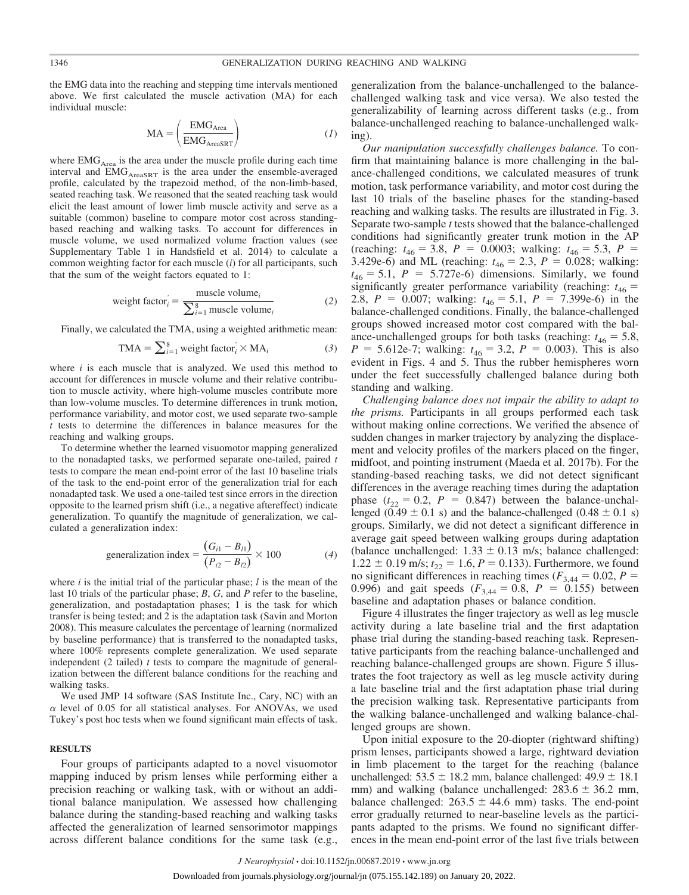the EMG data into the reaching and stepping time intervals mentioned above. We first calculated the muscle activation (MA) for each individual muscle:

$$\text{MA} = \left(\frac{\text{EMG}_{\text{Area}}}{\text{EMG}_{\text{AreaSRT}}}\right) \tag{1}$$

where $\text{EMG}_{\text{Area}}$ is the area under the muscle profile during each time interval and $\text{EMG}_{\text{AreaSRT}}$ is the area under the ensemble-averaged profile, calculated by the trapezoid method, of the non-limb-based, seated reaching task. We reasoned that the seated reaching task would elicit the least amount of lower limb muscle activity and serve as a suitable (common) baseline to compare motor cost across standing-based reaching and walking tasks. To account for differences in muscle volume, we used normalized volume fraction values (see Supplementary Table 1 in Handsfield et al. 2014) to calculate a common weighting factor for each muscle ($i$) for all participants, such that the sum of the weight factors equated to 1:

$$\text{weight factor}_i^{'} = \frac{\text{muscle volume}_i}{\sum_{i=1}^{8} \text{muscle volume}_i} \tag{2}$$

Finally, we calculated the TMA, using a weighted arithmetic mean:

$$\text{TMA} = \sum_{i=1}^{8} \text{weight factor}_i^{'} \times \text{MA}_i \tag{3}$$

where $i$ is each muscle that is analyzed. We used this method to account for differences in muscle volume and their relative contribution to muscle activity, where high-volume muscles contribute more than low-volume muscles. To determine differences in trunk motion, performance variability, and motor cost, we used separate two-sample $t$ tests to determine the differences in balance measures for the reaching and walking groups.

To determine whether the learned visuomotor mapping generalized to the nonadapted tasks, we performed separate one-tailed, paired $t$ tests to compare the mean end-point error of the last 10 baseline trials of the task to the end-point error of the generalization trial for each nonadapted task. We used a one-tailed test since errors in the direction opposite to the learned prism shift (i.e., a negative aftereffect) indicate generalization. To quantify the magnitude of generalization, we calculated a generalization index:

$$\text{generalization index} = \frac{(G_{i1} - B_{l1})}{(P_{i2} - B_{l2})} \times 100 \tag{4}$$

where $i$ is the initial trial of the particular phase; $l$ is the mean of the last 10 trials of the particular phase; $B$, $G$, and $P$ refer to the baseline, generalization, and postadaptation phases; 1 is the task for which transfer is being tested; and 2 is the adaptation task (Savin and Morton 2008). This measure calculates the percentage of learning (normalized by baseline performance) that is transferred to the nonadapted tasks, where 100% represents complete generalization. We used separate independent (2 tailed) $t$ tests to compare the magnitude of generalization between the different balance conditions for the reaching and walking tasks.

We used JMP 14 software (SAS Institute Inc., Cary, NC) with an $\alpha$ level of 0.05 for all statistical analyses. For ANOVAs, we used Tukey's post hoc tests when we found significant main effects of task.

## RESULTS

Four groups of participants adapted to a novel visuomotor mapping induced by prism lenses while performing either a precision reaching or walking task, with or without an additional balance manipulation. We assessed how challenging balance during the standing-based reaching and walking tasks affected the generalization of learned sensorimotor mappings across different balance conditions for the same task (e.g., generalization from the balance-unchallenged to the balance-challenged walking task and vice versa). We also tested the generalizability of learning across different tasks (e.g., from balance-unchallenged reaching to balance-unchallenged walking).

*Our manipulation successfully challenges balance.* To confirm that maintaining balance is more challenging in the balance-challenged conditions, we calculated measures of trunk motion, task performance variability, and motor cost during the last 10 trials of the baseline phases for the standing-based reaching and walking tasks. The results are illustrated in Fig. 3. Separate two-sample $t$ tests showed that the balance-challenged conditions had significantly greater trunk motion in the AP (reaching: $t_{46} = 3.8$, $P = 0.0003$; walking: $t_{46} = 5.3$, $P = 3.429\text{e-}6$) and ML (reaching: $t_{46} = 2.3$, $P = 0.028$; walking: $t_{46} = 5.1$, $P = 5.727\text{e-}6$) dimensions. Similarly, we found significantly greater performance variability (reaching: $t_{46} = 2.8$, $P = 0.007$; walking: $t_{46} = 5.1$, $P = 7.399\text{e-}6$) in the balance-challenged conditions. Finally, the balance-challenged groups showed increased motor cost compared with the balance-unchallenged groups for both tasks (reaching: $t_{46} = 5.8$, $P = 5.612\text{e-}7$; walking: $t_{46} = 3.2$, $P = 0.003$). This is also evident in Figs. 4 and 5. Thus the rubber hemispheres worn under the feet successfully challenged balance during both standing and walking.

*Challenging balance does not impair the ability to adapt to the prisms.* Participants in all groups performed each task without making online corrections. We verified the absence of sudden changes in marker trajectory by analyzing the displacement and velocity profiles of the markers placed on the finger, midfoot, and pointing instrument (Maeda et al. 2017b). For the standing-based reaching tasks, we did not detect significant differences in the average reaching times during the adaptation phase ($t_{22} = 0.2$, $P = 0.847$) between the balance-unchallenged ($0.49 \pm 0.1$ s) and the balance-challenged ($0.48 \pm 0.1$ s) groups. Similarly, we did not detect a significant difference in average gait speed between walking groups during adaptation (balance unchallenged: $1.33 \pm 0.13$ m/s; balance challenged: $1.22 \pm 0.19$ m/s; $t_{22} = 1.6$, $P = 0.133$). Furthermore, we found no significant differences in reaching times ($F_{3,44} = 0.02$, $P = 0.996$) and gait speeds ($F_{3,44} = 0.8$, $P = 0.155$) between baseline and adaptation phases or balance condition.

Figure 4 illustrates the finger trajectory as well as leg muscle activity during a late baseline trial and the first adaptation phase trial during the standing-based reaching task. Representative participants from the reaching balance-unchallenged and reaching balance-challenged groups are shown. Figure 5 illustrates the foot trajectory as well as leg muscle activity during a late baseline trial and the first adaptation phase trial during the precision walking task. Representative participants from the walking balance-unchallenged and walking balance-challenged groups are shown.

Upon initial exposure to the 20-diopter (rightward shifting) prism lenses, participants showed a large, rightward deviation in limb placement to the target for the reaching (balance unchallenged: $53.5 \pm 18.2$ mm, balance challenged: $49.9 \pm 18.1$ mm) and walking (balance unchallenged: $283.6 \pm 36.2$ mm, balance challenged: $263.5 \pm 44.6$ mm) tasks. The end-point error gradually returned to near-baseline levels as the participants adapted to the prisms. We found no significant differences in the mean end-point error of the last five trials between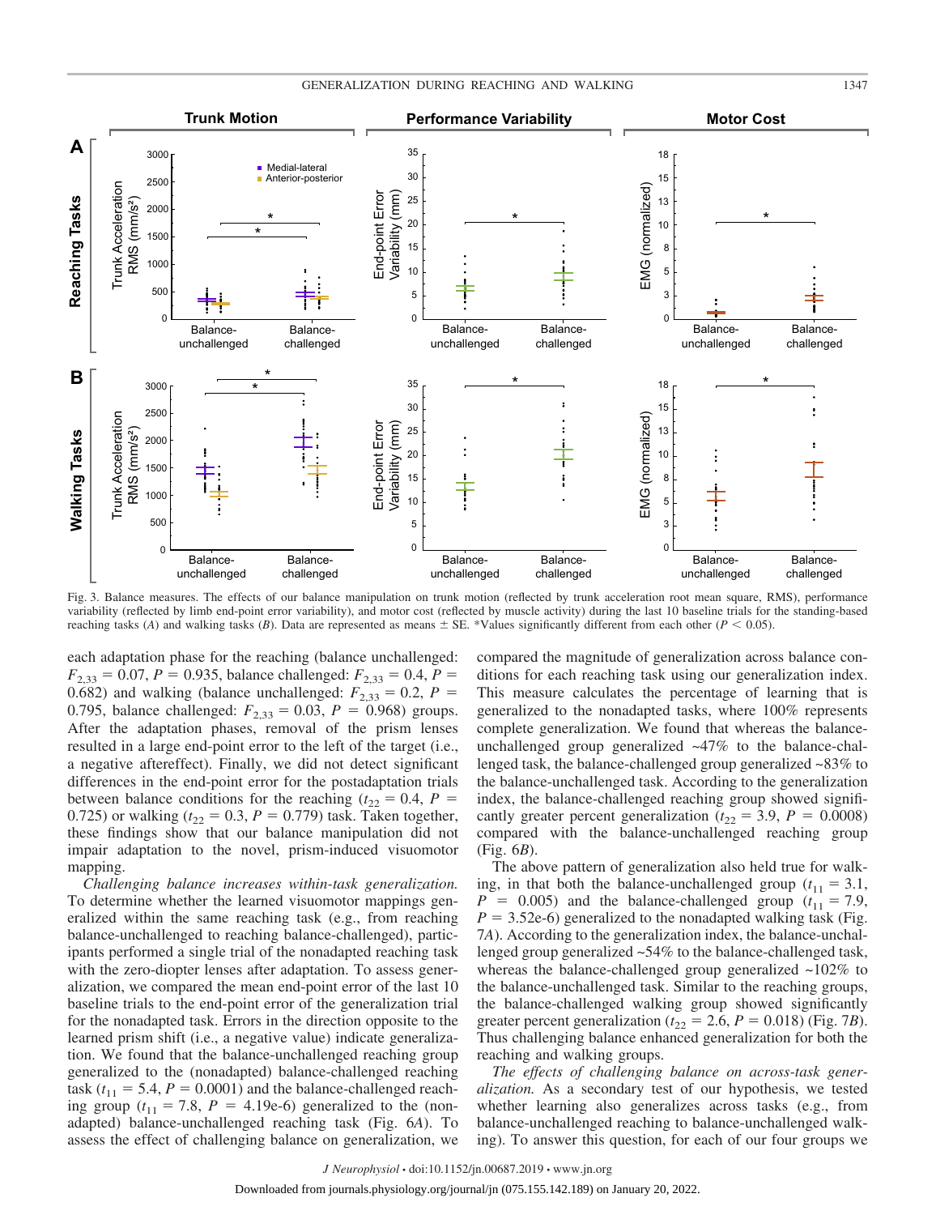Fig. 3. Balance measures. The effects of our balance manipulation on trunk motion (reflected by trunk acceleration root mean square, RMS), performance variability (reflected by limb end-point error variability), and motor cost (reflected by muscle activity) during the last 10 baseline trials for the standing-based reaching tasks (*A*) and walking tasks (*B*). Data are represented as means ± SE. *Values significantly different from each other ($P < 0.05$).

each adaptation phase for the reaching (balance unchallenged: $F_{2,33} = 0.07$, $P = 0.935$, balance challenged: $F_{2,33} = 0.4$, $P = 0.682$) and walking (balance unchallenged: $F_{2,33} = 0.2$, $P = 0.795$, balance challenged: $F_{2,33} = 0.03$, $P = 0.968$) groups. After the adaptation phases, removal of the prism lenses resulted in a large end-point error to the left of the target (i.e., a negative aftereffect). Finally, we did not detect significant differences in the end-point error for the postadaptation trials between balance conditions for the reaching ($t_{22} = 0.4$, $P = 0.725$) or walking ($t_{22} = 0.3$, $P = 0.779$) task. Taken together, these findings show that our balance manipulation did not impair adaptation to the novel, prism-induced visuomotor mapping.

*Challenging balance increases within-task generalization.* To determine whether the learned visuomotor mappings generalized within the same reaching task (e.g., from reaching balance-unchallenged to reaching balance-challenged), participants performed a single trial of the nonadapted reaching task with the zero-diopter lenses after adaptation. To assess generalization, we compared the mean end-point error of the last 10 baseline trials to the end-point error of the generalization trial for the nonadapted task. Errors in the direction opposite to the learned prism shift (i.e., a negative value) indicate generalization. We found that the balance-unchallenged reaching group generalized to the (nonadapted) balance-challenged reaching task ($t_{11} = 5.4$, $P = 0.0001$) and the balance-challenged reaching group ($t_{11} = 7.8$, $P = 4.19\text{e-}6$) generalized to the (nonadapted) balance-unchallenged reaching task (Fig. 6*A*). To assess the effect of challenging balance on generalization, we compared the magnitude of generalization across balance conditions for each reaching task using our generalization index. This measure calculates the percentage of learning that is generalized to the nonadapted tasks, where 100% represents complete generalization. We found that whereas the balance-unchallenged group generalized ~47% to the balance-challenged task, the balance-challenged group generalized ~83% to the balance-unchallenged task. According to the generalization index, the balance-challenged reaching group showed significantly greater percent generalization ($t_{22} = 3.9$, $P = 0.0008$) compared with the balance-unchallenged reaching group (Fig. 6*B*).

The above pattern of generalization also held true for walking, in that both the balance-unchallenged group ($t_{11} = 3.1$, $P = 0.005$) and the balance-challenged group ($t_{11} = 7.9$, $P = 3.52\text{e-}6$) generalized to the nonadapted walking task (Fig. 7*A*). According to the generalization index, the balance-unchallenged group generalized ~54% to the balance-challenged task, whereas the balance-challenged group generalized ~102% to the balance-unchallenged task. Similar to the reaching groups, the balance-challenged walking group showed significantly greater percent generalization ($t_{22} = 2.6$, $P = 0.018$) (Fig. 7*B*). Thus challenging balance enhanced generalization for both the reaching and walking groups.

*The effects of challenging balance on across-task generalization.* As a secondary test of our hypothesis, we tested whether learning also generalizes across tasks (e.g., from balance-unchallenged reaching to balance-unchallenged walking). To answer this question, for each of our four groups we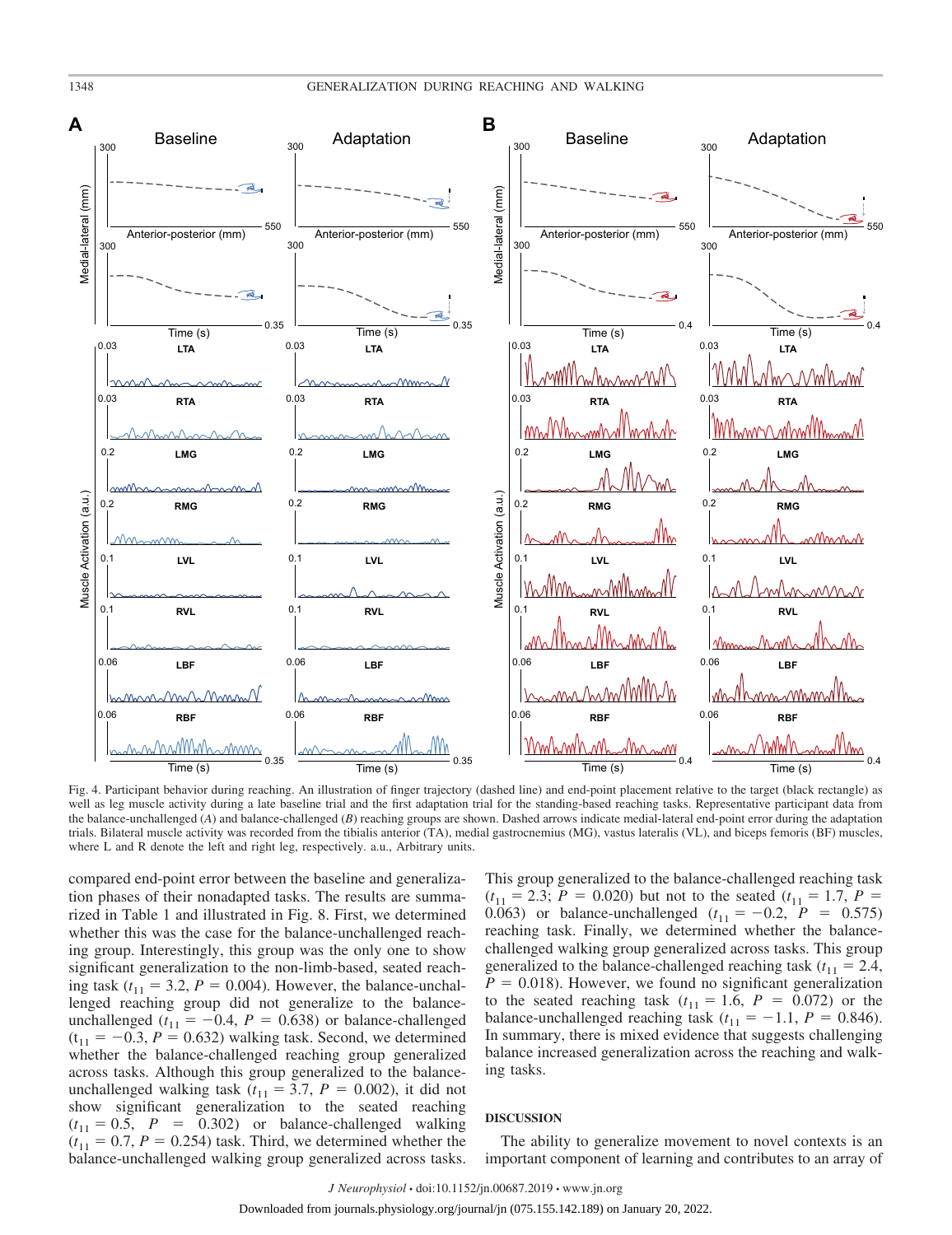Fig. 4. Participant behavior during reaching. An illustration of finger trajectory (dashed line) and end-point placement relative to the target (black rectangle) as well as leg muscle activity during a late baseline trial and the first adaptation trial for the standing-based reaching tasks. Representative participant data from the balance-unchallenged (*A*) and balance-challenged (*B*) reaching groups are shown. Dashed arrows indicate medial-lateral end-point error during the adaptation trials. Bilateral muscle activity was recorded from the tibialis anterior (TA), medial gastrocnemius (MG), vastus lateralis (VL), and biceps femoris (BF) muscles, where L and R denote the left and right leg, respectively. a.u., Arbitrary units.

compared end-point error between the baseline and generalization phases of their nonadapted tasks. The results are summarized in Table 1 and illustrated in Fig. 8. First, we determined whether this was the case for the balance-unchallenged reaching group. Interestingly, this group was the only one to show significant generalization to the non-limb-based, seated reaching task ($t_{11}$ = 3.2, $P$ = 0.004). However, the balance-unchallenged reaching group did not generalize to the balance-unchallenged ($t_{11}$ = −0.4, $P$ = 0.638) or balance-challenged ($t_{11}$ = −0.3, $P$ = 0.632) walking task. Second, we determined whether the balance-challenged reaching group generalized across tasks. Although this group generalized to the balance-unchallenged walking task ($t_{11}$ = 3.7, $P$ = 0.002), it did not show significant generalization to the seated reaching ($t_{11}$ = 0.5, $P$ = 0.302) or balance-challenged walking ($t_{11}$ = 0.7, $P$ = 0.254) task. Third, we determined whether the balance-unchallenged walking group generalized across tasks. This group generalized to the balance-challenged reaching task ($t_{11}$ = 2.3; $P$ = 0.020) but not to the seated ($t_{11}$ = 1.7, $P$ = 0.063) or balance-unchallenged ($t_{11}$ = −0.2, $P$ = 0.575) reaching task. Finally, we determined whether the balance-challenged walking group generalized across tasks. This group generalized to the balance-challenged reaching task ($t_{11}$ = 2.4, $P$ = 0.018). However, we found no significant generalization to the seated reaching task ($t_{11}$ = 1.6, $P$ = 0.072) or the balance-unchallenged reaching task ($t_{11}$ = −1.1, $P$ = 0.846). In summary, there is mixed evidence that suggests challenging balance increased generalization across the reaching and walking tasks.

## DISCUSSION

The ability to generalize movement to novel contexts is an important component of learning and contributes to an array of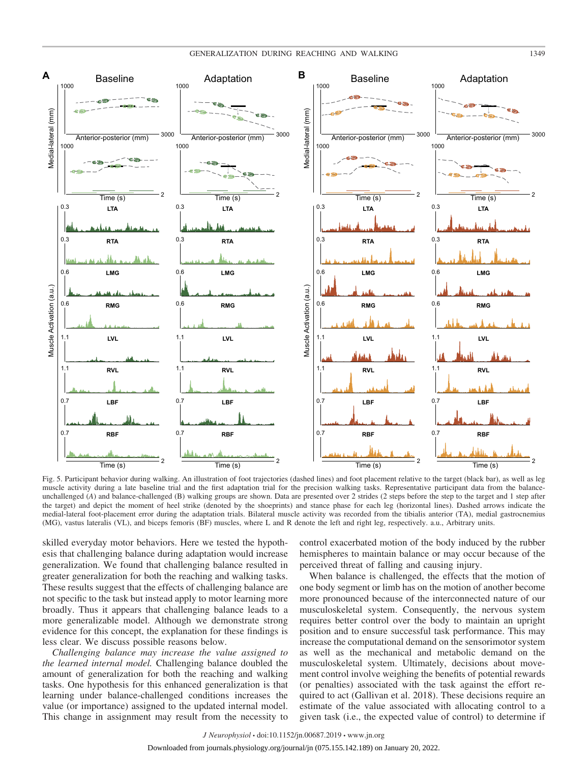Fig. 5. Participant behavior during walking. An illustration of foot trajectories (dashed lines) and foot placement relative to the target (black bar), as well as leg muscle activity during a late baseline trial and the first adaptation trial for the precision walking tasks. Representative participant data from the balance-unchallenged (*A*) and balance-challenged (B) walking groups are shown. Data are presented over 2 strides (2 steps before the step to the target and 1 step after the target) and depict the moment of heel strike (denoted by the shoeprints) and stance phase for each leg (horizontal lines). Dashed arrows indicate the medial-lateral foot-placement error during the adaptation trials. Bilateral muscle activity was recorded from the tibialis anterior (TA), medial gastrocnemius (MG), vastus lateralis (VL), and biceps femoris (BF) muscles, where L and R denote the left and right leg, respectively. a.u., Arbitrary units.

skilled everyday motor behaviors. Here we tested the hypothesis that challenging balance during adaptation would increase generalization. We found that challenging balance resulted in greater generalization for both the reaching and walking tasks. These results suggest that the effects of challenging balance are not specific to the task but instead apply to motor learning more broadly. Thus it appears that challenging balance leads to a more generalizable model. Although we demonstrate strong evidence for this concept, the explanation for these findings is less clear. We discuss possible reasons below.

*Challenging balance may increase the value assigned to the learned internal model.* Challenging balance doubled the amount of generalization for both the reaching and walking tasks. One hypothesis for this enhanced generalization is that learning under balance-challenged conditions increases the value (or importance) assigned to the updated internal model. This change in assignment may result from the necessity to control exacerbated motion of the body induced by the rubber hemispheres to maintain balance or may occur because of the perceived threat of falling and causing injury.

When balance is challenged, the effects that the motion of one body segment or limb has on the motion of another become more pronounced because of the interconnected nature of our musculoskeletal system. Consequently, the nervous system requires better control over the body to maintain an upright position and to ensure successful task performance. This may increase the computational demand on the sensorimotor system as well as the mechanical and metabolic demand on the musculoskeletal system. Ultimately, decisions about movement control involve weighing the benefits of potential rewards (or penalties) associated with the task against the effort required to act (Gallivan et al. 2018). These decisions require an estimate of the value associated with allocating control to a given task (i.e., the expected value of control) to determine if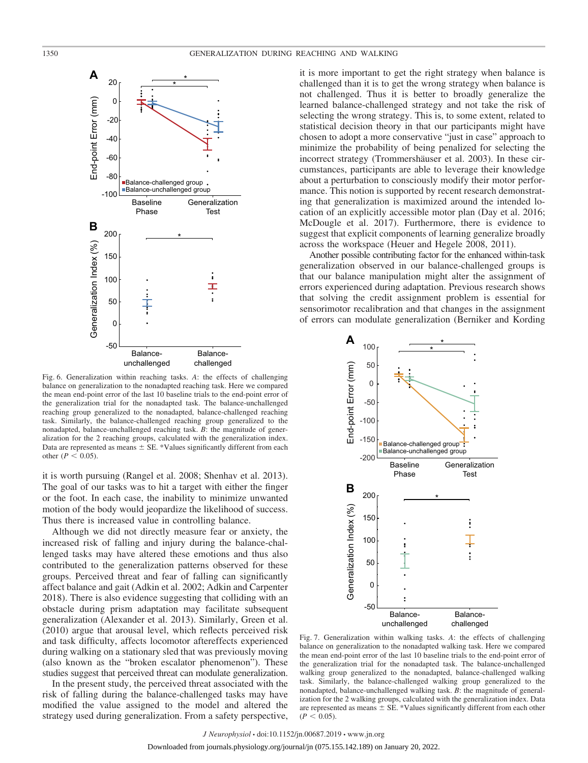Fig. 6. Generalization within reaching tasks. *A*: the effects of challenging balance on generalization to the nonadapted reaching task. Here we compared the mean end-point error of the last 10 baseline trials to the end-point error of the generalization trial for the nonadapted task. The balance-unchallenged reaching group generalized to the nonadapted, balance-challenged reaching task. Similarly, the balance-challenged reaching group generalized to the nonadapted, balance-unchallenged reaching task. *B*: the magnitude of generalization for the 2 reaching groups, calculated with the generalization index. Data are represented as means ± SE. *Values significantly different from each other ($P < 0.05$).

it is worth pursuing (Rangel et al. 2008; Shenhav et al. 2013). The goal of our tasks was to hit a target with either the finger or the foot. In each case, the inability to minimize unwanted motion of the body would jeopardize the likelihood of success. Thus there is increased value in controlling balance.

Although we did not directly measure fear or anxiety, the increased risk of falling and injury during the balance-challenged tasks may have altered these emotions and thus also contributed to the generalization patterns observed for these groups. Perceived threat and fear of falling can significantly affect balance and gait (Adkin et al. 2002; Adkin and Carpenter 2018). There is also evidence suggesting that colliding with an obstacle during prism adaptation may facilitate subsequent generalization (Alexander et al. 2013). Similarly, Green et al. (2010) argue that arousal level, which reflects perceived risk and task difficulty, affects locomotor aftereffects experienced during walking on a stationary sled that was previously moving (also known as the "broken escalator phenomenon"). These studies suggest that perceived threat can modulate generalization.

In the present study, the perceived threat associated with the risk of falling during the balance-challenged tasks may have modified the value assigned to the model and altered the strategy used during generalization. From a safety perspective, it is more important to get the right strategy when balance is challenged than it is to get the wrong strategy when balance is not challenged. Thus it is better to broadly generalize the learned balance-challenged strategy and not take the risk of selecting the wrong strategy. This is, to some extent, related to statistical decision theory in that our participants might have chosen to adopt a more conservative "just in case" approach to minimize the probability of being penalized for selecting the incorrect strategy (Trommershäuser et al. 2003). In these circumstances, participants are able to leverage their knowledge about a perturbation to consciously modify their motor performance. This notion is supported by recent research demonstrating that generalization is maximized around the intended location of an explicitly accessible motor plan (Day et al. 2016; McDougle et al. 2017). Furthermore, there is evidence to suggest that explicit components of learning generalize broadly across the workspace (Heuer and Hegele 2008, 2011).

Another possible contributing factor for the enhanced within-task generalization observed in our balance-challenged groups is that our balance manipulation might alter the assignment of errors experienced during adaptation. Previous research shows that solving the credit assignment problem is essential for sensorimotor recalibration and that changes in the assignment of errors can modulate generalization (Berniker and Kording

Fig. 7. Generalization within walking tasks. *A*: the effects of challenging balance on generalization to the nonadapted walking task. Here we compared the mean end-point error of the last 10 baseline trials to the end-point error of the generalization trial for the nonadapted task. The balance-unchallenged walking group generalized to the nonadapted, balance-challenged walking task. Similarly, the balance-challenged walking group generalized to the nonadapted, balance-unchallenged walking task. *B*: the magnitude of generalization for the 2 walking groups, calculated with the generalization index. Data are represented as means ± SE. *Values significantly different from each other ($P < 0.05$).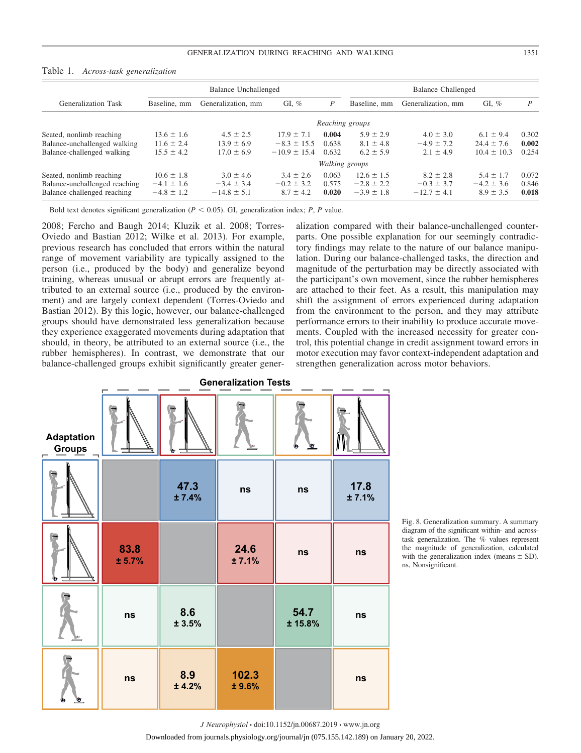Table 1. *Across-task generalization*

| Generalization Task | Balance Unchallenged | | | | Balance Challenged | | | |
|---|---|---|---|---|---|---|---|---|
| | Baseline, mm | Generalization, mm | GI, % | *P* | Baseline, mm | Generalization, mm | GI, % | *P* |
| *Reaching groups* | | | | | | | | |
| Seated, nonlimb reaching | 13.6 ± 1.6 | 4.5 ± 2.5 | 17.9 ± 7.1 | **0.004** | 5.9 ± 2.9 | 4.0 ± 3.0 | 6.1 ± 9.4 | 0.302 |
| Balance-unchallenged walking | 11.6 ± 2.4 | 13.9 ± 6.9 | −8.3 ± 15.5 | 0.638 | 8.1 ± 4.8 | −4.9 ± 7.2 | 24.4 ± 7.6 | **0.002** |
| Balance-challenged walking | 15.5 ± 4.2 | 17.0 ± 6.9 | −10.9 ± 15.4 | 0.632 | 6.2 ± 5.9 | 2.1 ± 4.9 | 10.4 ± 10.3 | 0.254 |
| *Walking groups* | | | | | | | | |
| Seated, nonlimb reaching | 10.6 ± 1.8 | 3.0 ± 4.6 | 3.4 ± 2.6 | 0.063 | 12.6 ± 1.5 | 8.2 ± 2.8 | 5.4 ± 1.7 | 0.072 |
| Balance-unchallenged reaching | −4.1 ± 1.6 | −3.4 ± 3.4 | −0.2 ± 3.2 | 0.575 | −2.8 ± 2.2 | −0.3 ± 3.7 | −4.2 ± 3.6 | 0.846 |
| Balance-challenged reaching | −4.8 ± 1.2 | −14.8 ± 5.1 | 8.7 ± 4.2 | **0.020** | −3.9 ± 1.8 | −12.7 ± 4.1 | 8.9 ± 3.5 | **0.018** |

Bold text denotes significant generalization ($P < 0.05$). GI, generalization index; *P*, *P* value.

2008; Fercho and Baugh 2014; Kluzik et al. 2008; Torres-Oviedo and Bastian 2012; Wilke et al. 2013). For example, previous research has concluded that errors within the natural range of movement variability are typically assigned to the person (i.e., produced by the body) and generalize beyond training, whereas unusual or abrupt errors are frequently attributed to an external source (i.e., produced by the environment) and are largely context dependent (Torres-Oviedo and Bastian 2012). By this logic, however, our balance-challenged groups should have demonstrated less generalization because they experience exaggerated movements during adaptation that should, in theory, be attributed to an external source (i.e., the rubber hemispheres). In contrast, we demonstrate that our balance-challenged groups exhibit significantly greater generalization compared with their balance-unchallenged counterparts. One possible explanation for our seemingly contradictory findings may relate to the nature of our balance manipulation. During our balance-challenged tasks, the direction and magnitude of the perturbation may be directly associated with the participant's own movement, since the rubber hemispheres are attached to their feet. As a result, this manipulation may shift the assignment of errors experienced during adaptation from the environment to the person, and they may attribute performance errors to their inability to produce accurate movements. Coupled with the increased necessity for greater control, this potential change in credit assignment toward errors in motor execution may favor context-independent adaptation and strengthen generalization across motor behaviors.

| Adaptation Groups \ Generalization Tests | Balance-unchallenged reaching | Balance-challenged reaching | Balance-unchallenged walking | Balance-challenged walking | Seated, nonlimb reaching |
|---|---|---|---|---|---|
| Balance-unchallenged reaching | | 47.3 ± 7.4% | ns | ns | 17.8 ± 7.1% |
| Balance-challenged reaching | 83.8 ± 5.7% | | 24.6 ± 7.1% | ns | ns |
| Balance-unchallenged walking | ns | 8.6 ± 3.5% | | 54.7 ± 15.8% | ns |
| Balance-challenged walking | ns | 8.9 ± 4.2% | 102.3 ± 9.6% | | ns |

Fig. 8. Generalization summary. A summary diagram of the significant within- and across-task generalization. The % values represent the magnitude of generalization, calculated with the generalization index (means ± SD). ns, Nonsignificant.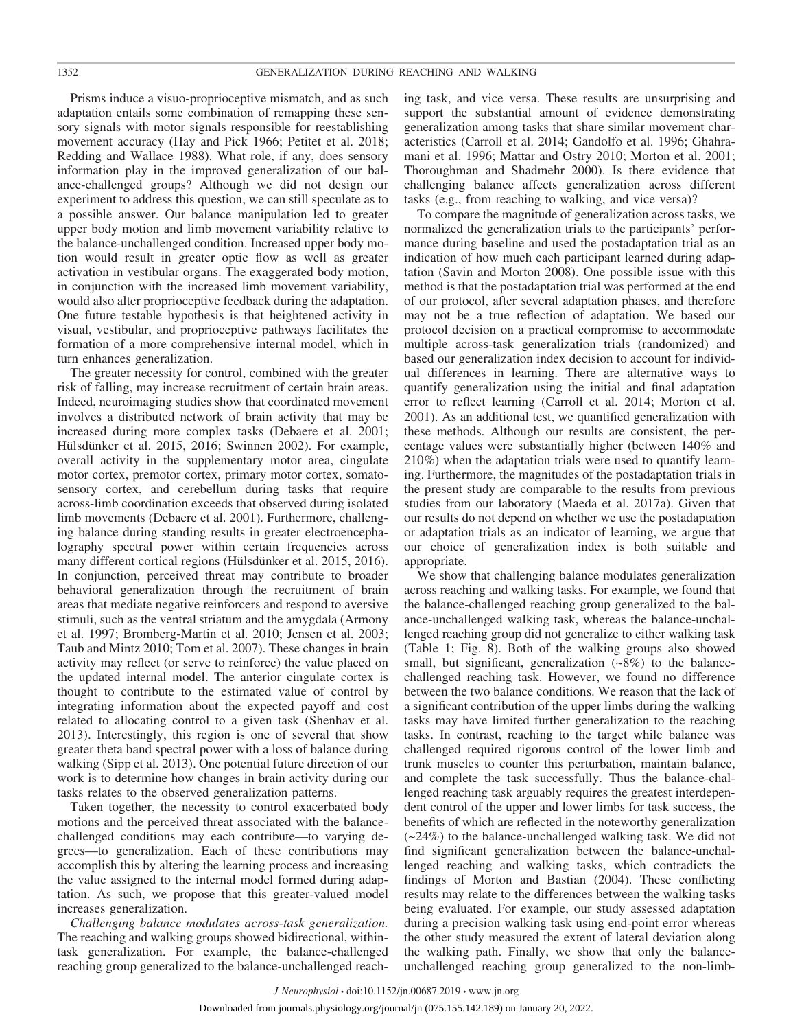Prisms induce a visuo-proprioceptive mismatch, and as such adaptation entails some combination of remapping these sensory signals with motor signals responsible for reestablishing movement accuracy (Hay and Pick 1966; Petitet et al. 2018; Redding and Wallace 1988). What role, if any, does sensory information play in the improved generalization of our balance-challenged groups? Although we did not design our experiment to address this question, we can still speculate as to a possible answer. Our balance manipulation led to greater upper body motion and limb movement variability relative to the balance-unchallenged condition. Increased upper body motion would result in greater optic flow as well as greater activation in vestibular organs. The exaggerated body motion, in conjunction with the increased limb movement variability, would also alter proprioceptive feedback during the adaptation. One future testable hypothesis is that heightened activity in visual, vestibular, and proprioceptive pathways facilitates the formation of a more comprehensive internal model, which in turn enhances generalization.

The greater necessity for control, combined with the greater risk of falling, may increase recruitment of certain brain areas. Indeed, neuroimaging studies show that coordinated movement involves a distributed network of brain activity that may be increased during more complex tasks (Debaere et al. 2001; Hülsdünker et al. 2015, 2016; Swinnen 2002). For example, overall activity in the supplementary motor area, cingulate motor cortex, premotor cortex, primary motor cortex, somatosensory cortex, and cerebellum during tasks that require across-limb coordination exceeds that observed during isolated limb movements (Debaere et al. 2001). Furthermore, challenging balance during standing results in greater electroencephalography spectral power within certain frequencies across many different cortical regions (Hülsdünker et al. 2015, 2016). In conjunction, perceived threat may contribute to broader behavioral generalization through the recruitment of brain areas that mediate negative reinforcers and respond to aversive stimuli, such as the ventral striatum and the amygdala (Armony et al. 1997; Bromberg-Martin et al. 2010; Jensen et al. 2003; Taub and Mintz 2010; Tom et al. 2007). These changes in brain activity may reflect (or serve to reinforce) the value placed on the updated internal model. The anterior cingulate cortex is thought to contribute to the estimated value of control by integrating information about the expected payoff and cost related to allocating control to a given task (Shenhav et al. 2013). Interestingly, this region is one of several that show greater theta band spectral power with a loss of balance during walking (Sipp et al. 2013). One potential future direction of our work is to determine how changes in brain activity during our tasks relates to the observed generalization patterns.

Taken together, the necessity to control exacerbated body motions and the perceived threat associated with the balance-challenged conditions may each contribute—to varying degrees—to generalization. Each of these contributions may accomplish this by altering the learning process and increasing the value assigned to the internal model formed during adaptation. As such, we propose that this greater-valued model increases generalization.

*Challenging balance modulates across-task generalization.* The reaching and walking groups showed bidirectional, within-task generalization. For example, the balance-challenged reaching group generalized to the balance-unchallenged reaching task, and vice versa. These results are unsurprising and support the substantial amount of evidence demonstrating generalization among tasks that share similar movement characteristics (Carroll et al. 2014; Gandolfo et al. 1996; Ghahramani et al. 1996; Mattar and Ostry 2010; Morton et al. 2001; Thoroughman and Shadmehr 2000). Is there evidence that challenging balance affects generalization across different tasks (e.g., from reaching to walking, and vice versa)?

To compare the magnitude of generalization across tasks, we normalized the generalization trials to the participants' performance during baseline and used the postadaptation trial as an indication of how much each participant learned during adaptation (Savin and Morton 2008). One possible issue with this method is that the postadaptation trial was performed at the end of our protocol, after several adaptation phases, and therefore may not be a true reflection of adaptation. We based our protocol decision on a practical compromise to accommodate multiple across-task generalization trials (randomized) and based our generalization index decision to account for individual differences in learning. There are alternative ways to quantify generalization using the initial and final adaptation error to reflect learning (Carroll et al. 2014; Morton et al. 2001). As an additional test, we quantified generalization with these methods. Although our results are consistent, the percentage values were substantially higher (between 140% and 210%) when the adaptation trials were used to quantify learning. Furthermore, the magnitudes of the postadaptation trials in the present study are comparable to the results from previous studies from our laboratory (Maeda et al. 2017a). Given that our results do not depend on whether we use the postadaptation or adaptation trials as an indicator of learning, we argue that our choice of generalization index is both suitable and appropriate.

We show that challenging balance modulates generalization across reaching and walking tasks. For example, we found that the balance-challenged reaching group generalized to the balance-unchallenged walking task, whereas the balance-unchallenged reaching group did not generalize to either walking task (Table 1; Fig. 8). Both of the walking groups also showed small, but significant, generalization (~8%) to the balance-challenged reaching task. However, we found no difference between the two balance conditions. We reason that the lack of a significant contribution of the upper limbs during the walking tasks may have limited further generalization to the reaching tasks. In contrast, reaching to the target while balance was challenged required rigorous control of the lower limb and trunk muscles to counter this perturbation, maintain balance, and complete the task successfully. Thus the balance-challenged reaching task arguably requires the greatest interdependent control of the upper and lower limbs for task success, the benefits of which are reflected in the noteworthy generalization (~24%) to the balance-unchallenged walking task. We did not find significant generalization between the balance-unchallenged reaching and walking tasks, which contradicts the findings of Morton and Bastian (2004). These conflicting results may relate to the differences between the walking tasks being evaluated. For example, our study assessed adaptation during a precision walking task using end-point error whereas the other study measured the extent of lateral deviation along the walking path. Finally, we show that only the balance-unchallenged reaching group generalized to the non-limb-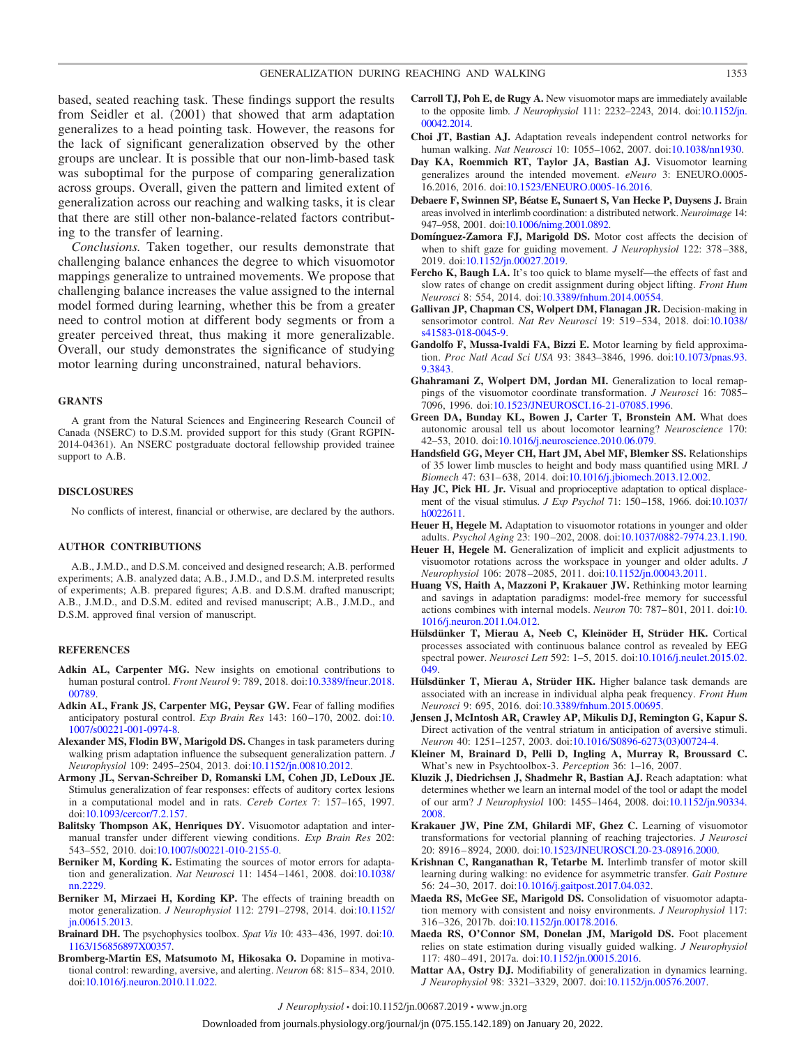based, seated reaching task. These findings support the results from Seidler et al. (2001) that showed that arm adaptation generalizes to a head pointing task. However, the reasons for the lack of significant generalization observed by the other groups are unclear. It is possible that our non-limb-based task was suboptimal for the purpose of comparing generalization across groups. Overall, given the pattern and limited extent of generalization across our reaching and walking tasks, it is clear that there are still other non-balance-related factors contributing to the transfer of learning.

*Conclusions.* Taken together, our results demonstrate that challenging balance enhances the degree to which visuomotor mappings generalize to untrained movements. We propose that challenging balance increases the value assigned to the internal model formed during learning, whether this be from a greater need to control motion at different body segments or from a greater perceived threat, thus making it more generalizable. Overall, our study demonstrates the significance of studying motor learning during unconstrained, natural behaviors.

## GRANTS

A grant from the Natural Sciences and Engineering Research Council of Canada (NSERC) to D.S.M. provided support for this study (Grant RGPIN-2014-04361). An NSERC postgraduate doctoral fellowship provided trainee support to A.B.

## DISCLOSURES

No conflicts of interest, financial or otherwise, are declared by the authors.

## AUTHOR CONTRIBUTIONS

A.B., J.M.D., and D.S.M. conceived and designed research; A.B. performed experiments; A.B. analyzed data; A.B., J.M.D., and D.S.M. interpreted results of experiments; A.B. prepared figures; A.B. and D.S.M. drafted manuscript; A.B., J.M.D., and D.S.M. edited and revised manuscript; A.B., J.M.D., and D.S.M. approved final version of manuscript.

## REFERENCES

**Adkin AL, Carpenter MG.** New insights on emotional contributions to human postural control. *Front Neurol* 9: 789, 2018. doi:10.3389/fneur.2018.00789.

**Adkin AL, Frank JS, Carpenter MG, Peysar GW.** Fear of falling modifies anticipatory postural control. *Exp Brain Res* 143: 160–170, 2002. doi:10.1007/s00221-001-0974-8.

**Alexander MS, Flodin BW, Marigold DS.** Changes in task parameters during walking prism adaptation influence the subsequent generalization pattern. *J Neurophysiol* 109: 2495–2504, 2013. doi:10.1152/jn.00810.2012.

**Armony JL, Servan-Schreiber D, Romanski LM, Cohen JD, LeDoux JE.** Stimulus generalization of fear responses: effects of auditory cortex lesions in a computational model and in rats. *Cereb Cortex* 7: 157–165, 1997. doi:10.1093/cercor/7.2.157.

**Balitsky Thompson AK, Henriques DY.** Visuomotor adaptation and intermanual transfer under different viewing conditions. *Exp Brain Res* 202: 543–552, 2010. doi:10.1007/s00221-010-2155-0.

**Berniker M, Kording K.** Estimating the sources of motor errors for adaptation and generalization. *Nat Neurosci* 11: 1454–1461, 2008. doi:10.1038/nn.2229.

**Berniker M, Mirzaei H, Kording KP.** The effects of training breadth on motor generalization. *J Neurophysiol* 112: 2791–2798, 2014. doi:10.1152/jn.00615.2013.

**Brainard DH.** The psychophysics toolbox. *Spat Vis* 10: 433–436, 1997. doi:10.1163/156856897X00357.

**Bromberg-Martin ES, Matsumoto M, Hikosaka O.** Dopamine in motivational control: rewarding, aversive, and alerting. *Neuron* 68: 815–834, 2010. doi:10.1016/j.neuron.2010.11.022.

**Carroll TJ, Poh E, de Rugy A.** New visuomotor maps are immediately available to the opposite limb. *J Neurophysiol* 111: 2232–2243, 2014. doi:10.1152/jn.00042.2014.

**Choi JT, Bastian AJ.** Adaptation reveals independent control networks for human walking. *Nat Neurosci* 10: 1055–1062, 2007. doi:10.1038/nn1930.

**Day KA, Roemmich RT, Taylor JA, Bastian AJ.** Visuomotor learning generalizes around the intended movement. *eNeuro* 3: ENEURO.0005-16.2016, 2016. doi:10.1523/ENEURO.0005-16.2016.

**Debaere F, Swinnen SP, Béatse E, Sunaert S, Van Hecke P, Duysens J.** Brain areas involved in interlimb coordination: a distributed network. *Neuroimage* 14: 947–958, 2001. doi:10.1006/nimg.2001.0892.

**Domínguez-Zamora FJ, Marigold DS.** Motor cost affects the decision of when to shift gaze for guiding movement. *J Neurophysiol* 122: 378–388, 2019. doi:10.1152/jn.00027.2019.

**Fercho K, Baugh LA.** It's too quick to blame myself—the effects of fast and slow rates of change on credit assignment during object lifting. *Front Hum Neurosci* 8: 554, 2014. doi:10.3389/fnhum.2014.00554.

**Gallivan JP, Chapman CS, Wolpert DM, Flanagan JR.** Decision-making in sensorimotor control. *Nat Rev Neurosci* 19: 519–534, 2018. doi:10.1038/s41583-018-0045-9.

**Gandolfo F, Mussa-Ivaldi FA, Bizzi E.** Motor learning by field approximation. *Proc Natl Acad Sci USA* 93: 3843–3846, 1996. doi:10.1073/pnas.93.9.3843.

**Ghahramani Z, Wolpert DM, Jordan MI.** Generalization to local remappings of the visuomotor coordinate transformation. *J Neurosci* 16: 7085–7096, 1996. doi:10.1523/JNEUROSCI.16-21-07085.1996.

**Green DA, Bunday KL, Bowen J, Carter T, Bronstein AM.** What does autonomic arousal tell us about locomotor learning? *Neuroscience* 170: 42–53, 2010. doi:10.1016/j.neuroscience.2010.06.079.

**Handsfield GG, Meyer CH, Hart JM, Abel MF, Blemker SS.** Relationships of 35 lower limb muscles to height and body mass quantified using MRI. *J Biomech* 47: 631–638, 2014. doi:10.1016/j.jbiomech.2013.12.002.

**Hay JC, Pick HL Jr.** Visual and proprioceptive adaptation to optical displacement of the visual stimulus. *J Exp Psychol* 71: 150–158, 1966. doi:10.1037/h0022611.

**Heuer H, Hegele M.** Adaptation to visuomotor rotations in younger and older adults. *Psychol Aging* 23: 190–202, 2008. doi:10.1037/0882-7974.23.1.190.

**Heuer H, Hegele M.** Generalization of implicit and explicit adjustments to visuomotor rotations across the workspace in younger and older adults. *J Neurophysiol* 106: 2078–2085, 2011. doi:10.1152/jn.00043.2011.

**Huang VS, Haith A, Mazzoni P, Krakauer JW.** Rethinking motor learning and savings in adaptation paradigms: model-free memory for successful actions combines with internal models. *Neuron* 70: 787–801, 2011. doi:10.1016/j.neuron.2011.04.012.

**Hülsdünker T, Mierau A, Neeb C, Kleinöder H, Strüder HK.** Cortical processes associated with continuous balance control as revealed by EEG spectral power. *Neurosci Lett* 592: 1–5, 2015. doi:10.1016/j.neulet.2015.02.049.

**Hülsdünker T, Mierau A, Strüder HK.** Higher balance task demands are associated with an increase in individual alpha peak frequency. *Front Hum Neurosci* 9: 695, 2016. doi:10.3389/fnhum.2015.00695.

**Jensen J, McIntosh AR, Crawley AP, Mikulis DJ, Remington G, Kapur S.** Direct activation of the ventral striatum in anticipation of aversive stimuli. *Neuron* 40: 1251–1257, 2003. doi:10.1016/S0896-6273(03)00724-4.

**Kleiner M, Brainard D, Pelli D, Ingling A, Murray R, Broussard C.** What's new in Psychtoolbox-3. *Perception* 36: 1–16, 2007.

**Kluzik J, Diedrichsen J, Shadmehr R, Bastian AJ.** Reach adaptation: what determines whether we learn an internal model of the tool or adapt the model of our arm? *J Neurophysiol* 100: 1455–1464, 2008. doi:10.1152/jn.90334.2008.

**Krakauer JW, Pine ZM, Ghilardi MF, Ghez C.** Learning of visuomotor transformations for vectorial planning of reaching trajectories. *J Neurosci* 20: 8916–8924, 2000. doi:10.1523/JNEUROSCI.20-23-08916.2000.

**Krishnan C, Ranganathan R, Tetarbe M.** Interlimb transfer of motor skill learning during walking: no evidence for asymmetric transfer. *Gait Posture* 56: 24–30, 2017. doi:10.1016/j.gaitpost.2017.04.032.

**Maeda RS, McGee SE, Marigold DS.** Consolidation of visuomotor adaptation memory with consistent and noisy environments. *J Neurophysiol* 117: 316–326, 2017b. doi:10.1152/jn.00178.2016.

**Maeda RS, O'Connor SM, Donelan JM, Marigold DS.** Foot placement relies on state estimation during visually guided walking. *J Neurophysiol* 117: 480–491, 2017a. doi:10.1152/jn.00015.2016.

**Mattar AA, Ostry DJ.** Modifiability of generalization in dynamics learning. *J Neurophysiol* 98: 3321–3329, 2007. doi:10.1152/jn.00576.2007.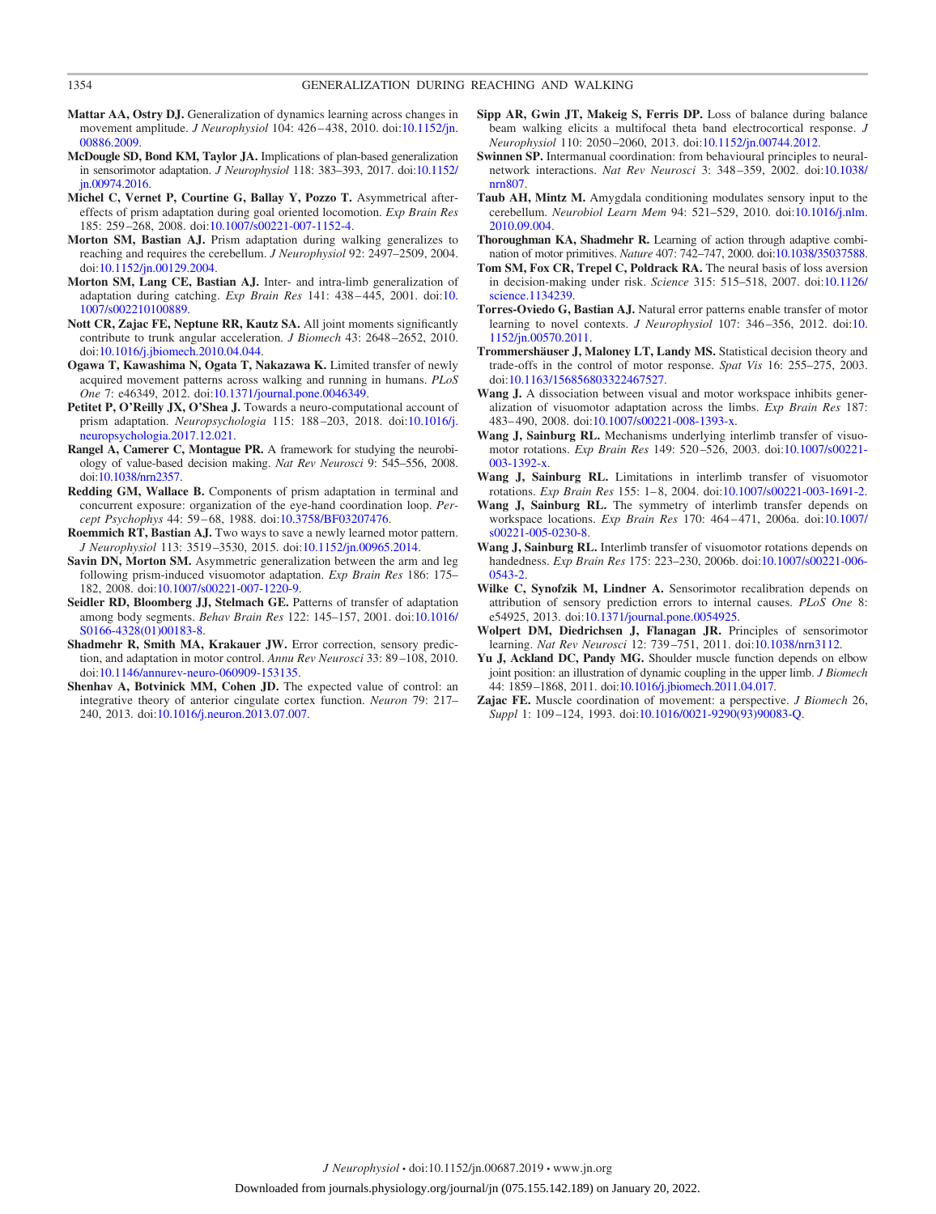**Mattar AA, Ostry DJ.** Generalization of dynamics learning across changes in movement amplitude. *J Neurophysiol* 104: 426–438, 2010. doi:10.1152/jn.00886.2009.

**McDougle SD, Bond KM, Taylor JA.** Implications of plan-based generalization in sensorimotor adaptation. *J Neurophysiol* 118: 383–393, 2017. doi:10.1152/jn.00974.2016.

**Michel C, Vernet P, Courtine G, Ballay Y, Pozzo T.** Asymmetrical after-effects of prism adaptation during goal oriented locomotion. *Exp Brain Res* 185: 259–268, 2008. doi:10.1007/s00221-007-1152-4.

**Morton SM, Bastian AJ.** Prism adaptation during walking generalizes to reaching and requires the cerebellum. *J Neurophysiol* 92: 2497–2509, 2004. doi:10.1152/jn.00129.2004.

**Morton SM, Lang CE, Bastian AJ.** Inter- and intra-limb generalization of adaptation during catching. *Exp Brain Res* 141: 438–445, 2001. doi:10.1007/s002210100889.

**Nott CR, Zajac FE, Neptune RR, Kautz SA.** All joint moments significantly contribute to trunk angular acceleration. *J Biomech* 43: 2648–2652, 2010. doi:10.1016/j.jbiomech.2010.04.044.

**Ogawa T, Kawashima N, Ogata T, Nakazawa K.** Limited transfer of newly acquired movement patterns across walking and running in humans. *PLoS One* 7: e46349, 2012. doi:10.1371/journal.pone.0046349.

**Petitet P, O'Reilly JX, O'Shea J.** Towards a neuro-computational account of prism adaptation. *Neuropsychologia* 115: 188–203, 2018. doi:10.1016/j.neuropsychologia.2017.12.021.

**Rangel A, Camerer C, Montague PR.** A framework for studying the neurobiology of value-based decision making. *Nat Rev Neurosci* 9: 545–556, 2008. doi:10.1038/nrn2357.

**Redding GM, Wallace B.** Components of prism adaptation in terminal and concurrent exposure: organization of the eye-hand coordination loop. *Percept Psychophys* 44: 59–68, 1988. doi:10.3758/BF03207476.

**Roemmich RT, Bastian AJ.** Two ways to save a newly learned motor pattern. *J Neurophysiol* 113: 3519–3530, 2015. doi:10.1152/jn.00965.2014.

**Savin DN, Morton SM.** Asymmetric generalization between the arm and leg following prism-induced visuomotor adaptation. *Exp Brain Res* 186: 175–182, 2008. doi:10.1007/s00221-007-1220-9.

**Seidler RD, Bloomberg JJ, Stelmach GE.** Patterns of transfer of adaptation among body segments. *Behav Brain Res* 122: 145–157, 2001. doi:10.1016/S0166-4328(01)00183-8.

**Shadmehr R, Smith MA, Krakauer JW.** Error correction, sensory prediction, and adaptation in motor control. *Annu Rev Neurosci* 33: 89–108, 2010. doi:10.1146/annurev-neuro-060909-153135.

**Shenhav A, Botvinick MM, Cohen JD.** The expected value of control: an integrative theory of anterior cingulate cortex function. *Neuron* 79: 217–240, 2013. doi:10.1016/j.neuron.2013.07.007.

**Sipp AR, Gwin JT, Makeig S, Ferris DP.** Loss of balance during balance beam walking elicits a multifocal theta band electrocortical response. *J Neurophysiol* 110: 2050–2060, 2013. doi:10.1152/jn.00744.2012.

**Swinnen SP.** Intermanual coordination: from behavioural principles to neural-network interactions. *Nat Rev Neurosci* 3: 348–359, 2002. doi:10.1038/nrn807.

**Taub AH, Mintz M.** Amygdala conditioning modulates sensory input to the cerebellum. *Neurobiol Learn Mem* 94: 521–529, 2010. doi:10.1016/j.nlm.2010.09.004.

**Thoroughman KA, Shadmehr R.** Learning of action through adaptive combination of motor primitives. *Nature* 407: 742–747, 2000. doi:10.1038/35037588.

**Tom SM, Fox CR, Trepel C, Poldrack RA.** The neural basis of loss aversion in decision-making under risk. *Science* 315: 515–518, 2007. doi:10.1126/science.1134239.

**Torres-Oviedo G, Bastian AJ.** Natural error patterns enable transfer of motor learning to novel contexts. *J Neurophysiol* 107: 346–356, 2012. doi:10.1152/jn.00570.2011.

**Trommershäuser J, Maloney LT, Landy MS.** Statistical decision theory and trade-offs in the control of motor response. *Spat Vis* 16: 255–275, 2003. doi:10.1163/156856803322467527.

**Wang J.** A dissociation between visual and motor workspace inhibits generalization of visuomotor adaptation across the limbs. *Exp Brain Res* 187: 483–490, 2008. doi:10.1007/s00221-008-1393-x.

**Wang J, Sainburg RL.** Mechanisms underlying interlimb transfer of visuomotor rotations. *Exp Brain Res* 149: 520–526, 2003. doi:10.1007/s00221-003-1392-x.

**Wang J, Sainburg RL.** Limitations in interlimb transfer of visuomotor rotations. *Exp Brain Res* 155: 1–8, 2004. doi:10.1007/s00221-003-1691-2.

**Wang J, Sainburg RL.** The symmetry of interlimb transfer depends on workspace locations. *Exp Brain Res* 170: 464–471, 2006a. doi:10.1007/s00221-005-0230-8.

**Wang J, Sainburg RL.** Interlimb transfer of visuomotor rotations depends on handedness. *Exp Brain Res* 175: 223–230, 2006b. doi:10.1007/s00221-006-0543-2.

**Wilke C, Synofzik M, Lindner A.** Sensorimotor recalibration depends on attribution of sensory prediction errors to internal causes. *PLoS One* 8: e54925, 2013. doi:10.1371/journal.pone.0054925.

**Wolpert DM, Diedrichsen J, Flanagan JR.** Principles of sensorimotor learning. *Nat Rev Neurosci* 12: 739–751, 2011. doi:10.1038/nrn3112.

**Yu J, Ackland DC, Pandy MG.** Shoulder muscle function depends on elbow joint position: an illustration of dynamic coupling in the upper limb. *J Biomech* 44: 1859–1868, 2011. doi:10.1016/j.jbiomech.2011.04.017.

**Zajac FE.** Muscle coordination of movement: a perspective. *J Biomech* 26, *Suppl* 1: 109–124, 1993. doi:10.1016/0021-9290(93)90083-Q.